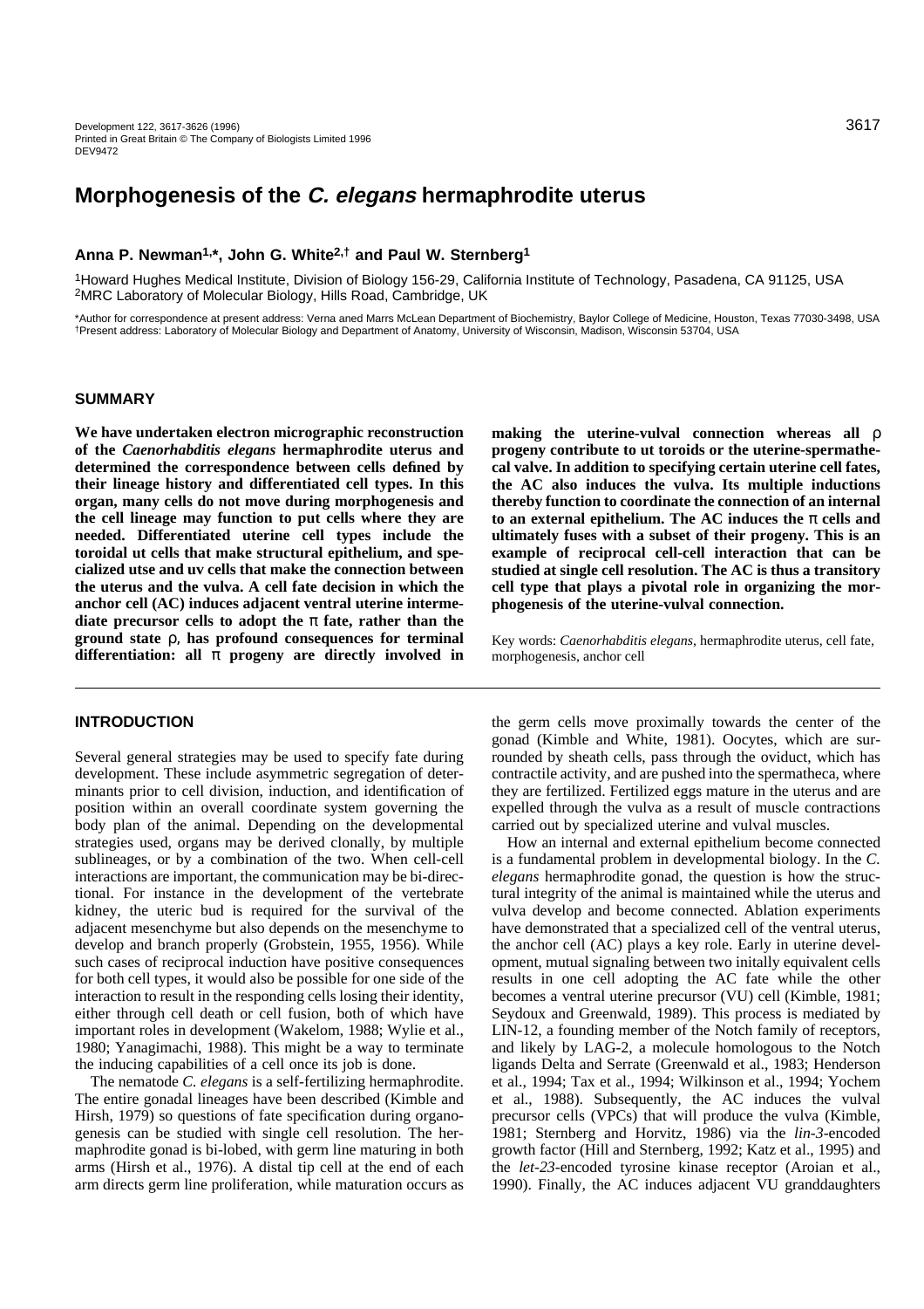# Morphogenesis of the *C. elegans* hermaphrodite uterus

**Anna P. Newman[1,*], John G. White[2,†] and Paul W. Sternberg[1]**

[1]Howard Hughes Medical Institute, Division of Biology 156-29, California Institute of Technology, Pasadena, CA 91125, USA
[2]MRC Laboratory of Molecular Biology, Hills Road, Cambridge, UK

*Author for correspondence at present address: Verna aned Marrs McLean Department of Biochemistry, Baylor College of Medicine, Houston, Texas 77030-3498, USA
†Present address: Laboratory of Molecular Biology and Department of Anatomy, University of Wisconsin, Madison, Wisconsin 53704, USA

## SUMMARY

**We have undertaken electron micrographic reconstruction of the *Caenorhabditis elegans* hermaphrodite uterus and determined the correspondence between cells defined by their lineage history and differentiated cell types. In this organ, many cells do not move during morphogenesis and the cell lineage may function to put cells where they are needed. Differentiated uterine cell types include the toroidal ut cells that make structural epithelium, and specialized utse and uv cells that make the connection between the uterus and the vulva. A cell fate decision in which the anchor cell (AC) induces adjacent ventral uterine intermediate precursor cells to adopt the π fate, rather than the ground state ρ, has profound consequences for terminal differentiation: all π progeny are directly involved in making the uterine-vulval connection whereas all ρ progeny contribute to ut toroids or the uterine-spermathecal valve. In addition to specifying certain uterine cell fates, the AC also induces the vulva. Its multiple inductions thereby function to coordinate the connection of an internal to an external epithelium. The AC induces the π cells and ultimately fuses with a subset of their progeny. This is an example of reciprocal cell-cell interaction that can be studied at single cell resolution. The AC is thus a transitory cell type that plays a pivotal role in organizing the morphogenesis of the uterine-vulval connection.**

Key words: *Caenorhabditis elegans*, hermaphrodite uterus, cell fate, morphogenesis, anchor cell

## INTRODUCTION

Several general strategies may be used to specify fate during development. These include asymmetric segregation of determinants prior to cell division, induction, and identification of position within an overall coordinate system governing the body plan of the animal. Depending on the developmental strategies used, organs may be derived clonally, by multiple sublineages, or by a combination of the two. When cell-cell interactions are important, the communication may be bi-directional. For instance in the development of the vertebrate kidney, the ureteric bud is required for the survival of the adjacent mesenchyme but also depends on the mesenchyme to develop and branch properly (Grobstein, 1955, 1956). While such cases of reciprocal induction have positive consequences for both cell types, it would also be possible for one side of the interaction to result in the responding cells losing their identity, either through cell death or cell fusion, both of which have important roles in development (Wakelom, 1988; Wylie et al., 1980; Yanagimachi, 1988). This might be a way to terminate the inducing capabilities of a cell once its job is done.

The nematode *C. elegans* is a self-fertilizing hermaphrodite. The entire gonadal lineages have been described (Kimble and Hirsh, 1979) so questions of fate specification during organogenesis can be studied with single cell resolution. The hermaphrodite gonad is bi-lobed, with germ line maturing in both arms (Hirsh et al., 1976). A distal tip cell at the end of each arm directs germ line proliferation, while maturation occurs as the germ cells move proximally towards the center of the gonad (Kimble and White, 1981). Oocytes, which are surrounded by sheath cells, pass through the oviduct, which has contractile activity, and are pushed into the spermatheca, where they are fertilized. Fertilized eggs mature in the uterus and are expelled through the vulva as a result of muscle contractions carried out by specialized uterine and vulval muscles.

How an internal and external epithelium become connected is a fundamental problem in developmental biology. In the *C. elegans* hermaphrodite gonad, the question is how the structural integrity of the animal is maintained while the uterus and vulva develop and become connected. Ablation experiments have demonstrated that a specialized cell of the ventral uterus, the anchor cell (AC) plays a key role. Early in uterine development, mutual signaling between two initally equivalent cells results in one cell adopting the AC fate while the other becomes a ventral uterine precursor (VU) cell (Kimble, 1981; Seydoux and Greenwald, 1989). This process is mediated by LIN-12, a founding member of the Notch family of receptors, and likely by LAG-2, a molecule homologous to the Notch ligands Delta and Serrate (Greenwald et al., 1983; Henderson et al., 1994; Tax et al., 1994; Wilkinson et al., 1994; Yochem et al., 1988). Subsequently, the AC induces the vulval precursor cells (VPCs) that will produce the vulva (Kimble, 1981; Sternberg and Horvitz, 1986) via the *lin-3*-encoded growth factor (Hill and Sternberg, 1992; Katz et al., 1995) and the *let-23*-encoded tyrosine kinase receptor (Aroian et al., 1990). Finally, the AC induces adjacent VU granddaughters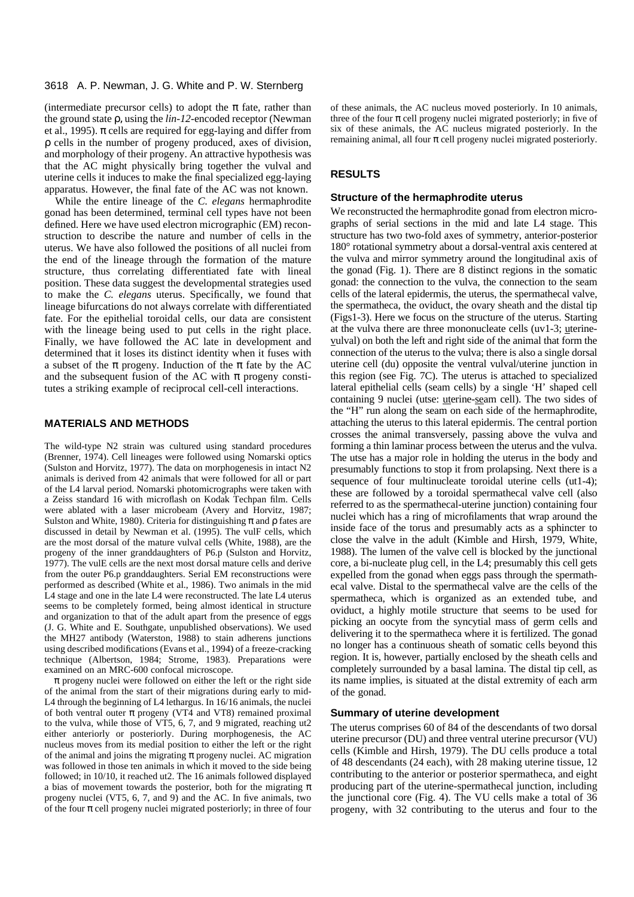(intermediate precursor cells) to adopt the π fate, rather than the ground state ρ, using the *lin-12*-encoded receptor (Newman et al., 1995). π cells are required for egg-laying and differ from ρ cells in the number of progeny produced, axes of division, and morphology of their progeny. An attractive hypothesis was that the AC might physically bring together the vulval and uterine cells it induces to make the final specialized egg-laying apparatus. However, the final fate of the AC was not known.

While the entire lineage of the *C. elegans* hermaphrodite gonad has been determined, terminal cell types have not been defined. Here we have used electron micrographic (EM) reconstruction to describe the nature and number of cells in the uterus. We have also followed the positions of all nuclei from the end of the lineage through the formation of the mature structure, thus correlating differentiated fate with lineal position. These data suggest the developmental strategies used to make the *C. elegans* uterus. Specifically, we found that lineage bifurcations do not always correlate with differentiated fate. For the epithelial toroidal cells, our data are consistent with the lineage being used to put cells in the right place. Finally, we have followed the AC late in development and determined that it loses its distinct identity when it fuses with a subset of the π progeny. Induction of the π fate by the AC and the subsequent fusion of the AC with π progeny constitutes a striking example of reciprocal cell-cell interactions.

## MATERIALS AND METHODS

The wild-type N2 strain was cultured using standard procedures (Brenner, 1974). Cell lineages were followed using Nomarski optics (Sulston and Horvitz, 1977). The data on morphogenesis in intact N2 animals is derived from 42 animals that were followed for all or part of the L4 larval period. Nomarski photomicrographs were taken with a Zeiss standard 16 with microflash on Kodak Techpan film. Cells were ablated with a laser microbeam (Avery and Horvitz, 1987; Sulston and White, 1980). Criteria for distinguishing π and ρ fates are discussed in detail by Newman et al. (1995). The vulF cells, which are the most dorsal of the mature vulval cells (White, 1988), are the progeny of the inner granddaughters of P6.p (Sulston and Horvitz, 1977). The vulE cells are the next most dorsal mature cells and derive from the outer P6.p granddaughters. Serial EM reconstructions were performed as described (White et al., 1986). Two animals in the mid L4 stage and one in the late L4 were reconstructed. The late L4 uterus seems to be completely formed, being almost identical in structure and organization to that of the adult apart from the presence of eggs (J. G. White and E. Southgate, unpublished observations). We used the MH27 antibody (Waterston, 1988) to stain adherens junctions using described modifications (Evans et al., 1994) of a freeze-cracking technique (Albertson, 1984; Strome, 1983). Preparations were examined on an MRC-600 confocal microscope.

π progeny nuclei were followed on either the left or the right side of the animal from the start of their migrations during early to mid-L4 through the beginning of L4 lethargus. In 16/16 animals, the nuclei of both ventral outer π progeny (VT4 and VT8) remained proximal to the vulva, while those of VT5, 6, 7, and 9 migrated, reaching ut2 either anteriorly or posteriorly. During morphogenesis, the AC nucleus moves from its medial position to either the left or the right of the animal and joins the migrating π progeny nuclei. AC migration was followed in those ten animals in which it moved to the side being followed; in 10/10, it reached ut2. The 16 animals followed displayed a bias of movement towards the posterior, both for the migrating π progeny nuclei (VT5, 6, 7, and 9) and the AC. In five animals, two of the four π cell progeny nuclei migrated posteriorly; in three of four of these animals, the AC nucleus moved posteriorly. In 10 animals, three of the four π cell progeny nuclei migrated posteriorly; in five of six of these animals, the AC nucleus migrated posteriorly. In the remaining animal, all four π cell progeny nuclei migrated posteriorly.

## RESULTS

### Structure of the hermaphrodite uterus

We reconstructed the hermaphrodite gonad from electron micrographs of serial sections in the mid and late L4 stage. This structure has two two-fold axes of symmetry, anterior-posterior 180° rotational symmetry about a dorsal-ventral axis centered at the vulva and mirror symmetry around the longitudinal axis of the gonad (Fig. 1). There are 8 distinct regions in the somatic gonad: the connection to the vulva, the connection to the seam cells of the lateral epidermis, the uterus, the spermathecal valve, the spermatheca, the oviduct, the ovary sheath and the distal tip (Figs1-3). Here we focus on the structure of the uterus. Starting at the vulva there are three mononucleate cells (uv1-3; uterine-vulval) on both the left and right side of the animal that form the connection of the uterus to the vulva; there is also a single dorsal uterine cell (du) opposite the ventral vulval/uterine junction in this region (see Fig. 7C). The uterus is attached to specialized lateral epithelial cells (seam cells) by a single 'H' shaped cell containing 9 nuclei (utse: uterine-seam cell). The two sides of the "H" run along the seam on each side of the hermaphrodite, attaching the uterus to this lateral epidermis. The central portion crosses the animal transversely, passing above the vulva and forming a thin laminar process between the uterus and the vulva. The utse has a major role in holding the uterus in the body and presumably functions to stop it from prolapsing. Next there is a sequence of four multinucleate toroidal uterine cells (ut1-4); these are followed by a toroidal spermathecal valve cell (also referred to as the spermathecal-uterine junction) containing four nuclei which has a ring of microfilaments that wrap around the inside face of the torus and presumably acts as a sphincter to close the valve in the adult (Kimble and Hirsh, 1979, White, 1988). The lumen of the valve cell is blocked by the junctional core, a bi-nucleate plug cell, in the L4; presumably this cell gets expelled from the gonad when eggs pass through the spermathecal valve. Distal to the spermathecal valve are the cells of the spermatheca, which is organized as an extended tube, and oviduct, a highly motile structure that seems to be used for picking an oocyte from the syncytial mass of germ cells and delivering it to the spermatheca where it is fertilized. The gonad no longer has a continuous sheath of somatic cells beyond this region. It is, however, partially enclosed by the sheath cells and completely surrounded by a basal lamina. The distal tip cell, as its name implies, is situated at the distal extremity of each arm of the gonad.

### Summary of uterine development

The uterus comprises 60 of 84 of the descendants of two dorsal uterine precursor (DU) and three ventral uterine precursor (VU) cells (Kimble and Hirsh, 1979). The DU cells produce a total of 48 descendants (24 each), with 28 making uterine tissue, 12 contributing to the anterior or posterior spermatheca, and eight producing part of the uterine-spermathecal junction, including the junctional core (Fig. 4). The VU cells make a total of 36 progeny, with 32 contributing to the uterus and four to the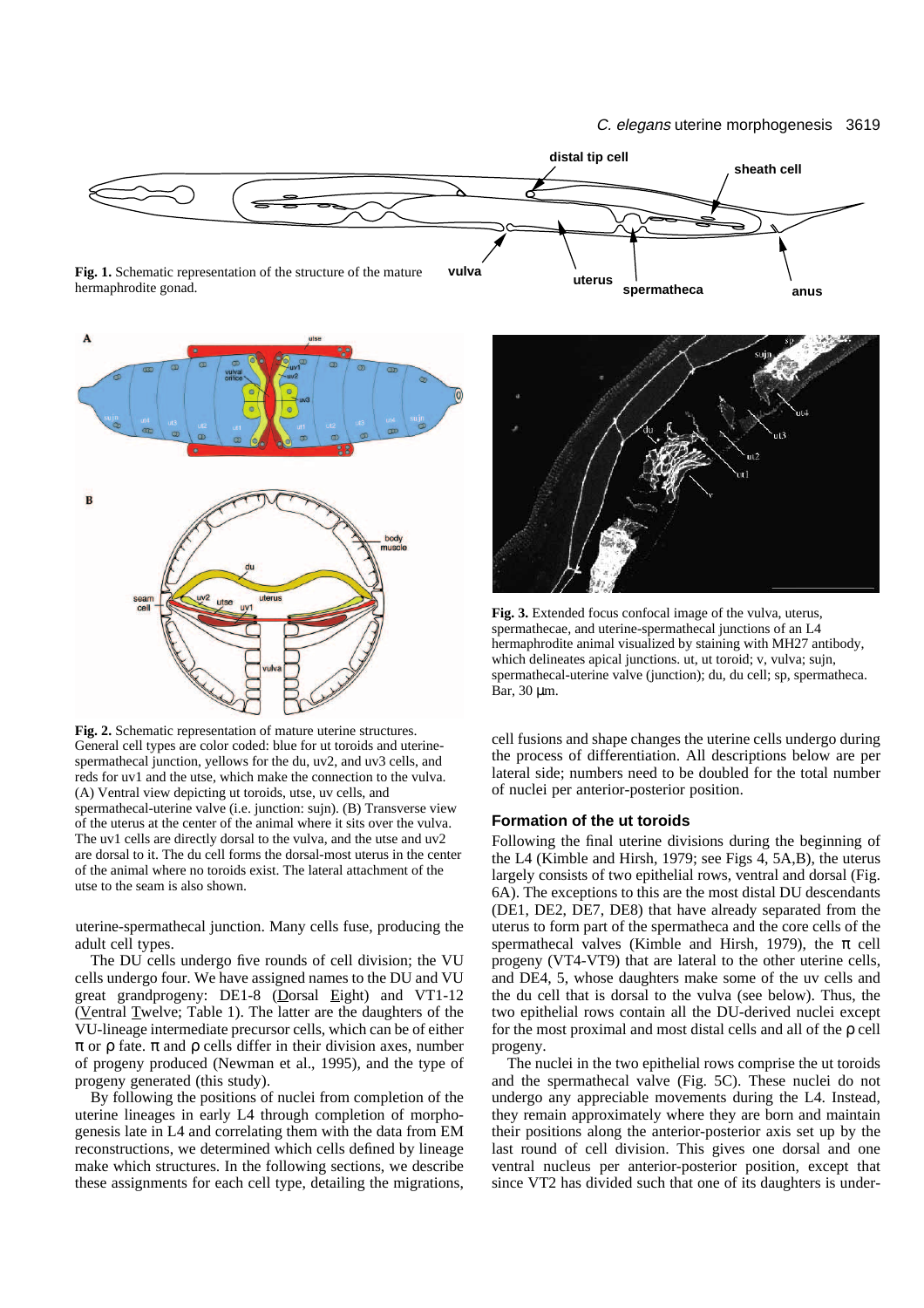Fig. 1. Schematic representation of the structure of the mature hermaphrodite gonad.

Fig. 2. Schematic representation of mature uterine structures. General cell types are color coded: blue for ut toroids and uterine-spermathecal junction, yellows for the du, uv2, and uv3 cells, and reds for uv1 and the utse, which make the connection to the vulva. (A) Ventral view depicting ut toroids, utse, uv cells, and spermathecal-uterine valve (i.e. junction: sujn). (B) Transverse view of the uterus at the center of the animal where it sits over the vulva. The uv1 cells are directly dorsal to the vulva, and the utse and uv2 are dorsal to it. The du cell forms the dorsal-most uterus in the center of the animal where no toroids exist. The lateral attachment of the utse to the seam is also shown.

Fig. 3. Extended focus confocal image of the vulva, uterus, spermathecae, and uterine-spermathecal junctions of an L4 hermaphrodite animal visualized by staining with MH27 antibody, which delineates apical junctions. ut, ut toroid; v, vulva; sujn, spermathecal-uterine valve (junction); du, du cell; sp, spermatheca. Bar, 30 μm.

uterine-spermathecal junction. Many cells fuse, producing the adult cell types.

The DU cells undergo five rounds of cell division; the VU cells undergo four. We have assigned names to the DU and VU great grandprogeny: DE1-8 (Dorsal Eight) and VT1-12 (Ventral Twelve; Table 1). The latter are the daughters of the VU-lineage intermediate precursor cells, which can be of either π or ρ fate. π and ρ cells differ in their division axes, number of progeny produced (Newman et al., 1995), and the type of progeny generated (this study).

By following the positions of nuclei from completion of the uterine lineages in early L4 through completion of morphogenesis late in L4 and correlating them with the data from EM reconstructions, we determined which cells defined by lineage make which structures. In the following sections, we describe these assignments for each cell type, detailing the migrations, cell fusions and shape changes the uterine cells undergo during the process of differentiation. All descriptions below are per lateral side; numbers need to be doubled for the total number of nuclei per anterior-posterior position.

## Formation of the ut toroids

Following the final uterine divisions during the beginning of the L4 (Kimble and Hirsh, 1979; see Figs 4, 5A,B), the uterus largely consists of two epithelial rows, ventral and dorsal (Fig. 6A). The exceptions to this are the most distal DU descendants (DE1, DE2, DE7, DE8) that have already separated from the uterus to form part of the spermatheca and the core cells of the spermathecal valves (Kimble and Hirsh, 1979), the π cell progeny (VT4-VT9) that are lateral to the other uterine cells, and DE4, 5, whose daughters make some of the uv cells and the du cell that is dorsal to the vulva (see below). Thus, the two epithelial rows contain all the DU-derived nuclei except for the most proximal and most distal cells and all of the ρ cell progeny.

The nuclei in the two epithelial rows comprise the ut toroids and the spermathecal valve (Fig. 5C). These nuclei do not undergo any appreciable movements during the L4. Instead, they remain approximately where they are born and maintain their positions along the anterior-posterior axis set up by the last round of cell division. This gives one dorsal and one ventral nucleus per anterior-posterior position, except that since VT2 has divided such that one of its daughters is under-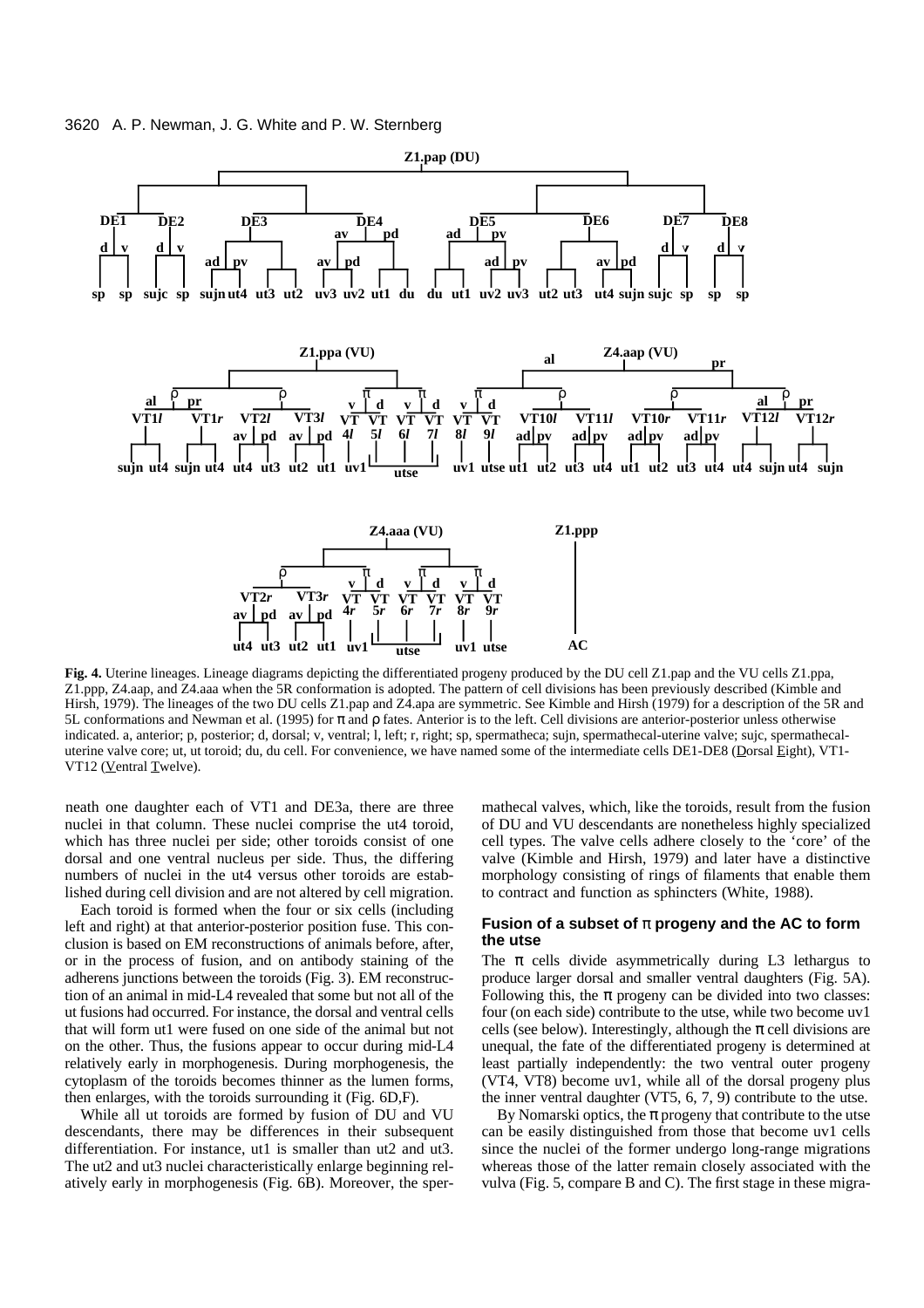**Fig. 4.** Uterine lineages. Lineage diagrams depicting the differentiated progeny produced by the DU cell Z1.pap and the VU cells Z1.ppa, Z1.ppp, Z4.aap, and Z4.aaa when the 5R conformation is adopted. The pattern of cell divisions has been previously described (Kimble and Hirsh, 1979). The lineages of the two DU cells Z1.pap and Z4.apa are symmetric. See Kimble and Hirsh (1979) for a description of the 5R and 5L conformations and Newman et al. (1995) for π and ρ fates. Anterior is to the left. Cell divisions are anterior-posterior unless otherwise indicated. a, anterior; p, posterior; d, dorsal; v, ventral; l, left; r, right; sp, spermatheca; sujn, spermathecal-uterine valve; sujc, spermathecal-uterine valve core; ut, ut toroid; du, du cell. For convenience, we have named some of the intermediate cells DE1-DE8 (Dorsal Eight), VT1-VT12 (Ventral Twelve).

neath one daughter each of VT1 and DE3a, there are three nuclei in that column. These nuclei comprise the ut4 toroid, which has three nuclei per side; other toroids consist of one dorsal and one ventral nucleus per side. Thus, the differing numbers of nuclei in the ut4 versus other toroids are established during cell division and are not altered by cell migration.

Each toroid is formed when the four or six cells (including left and right) at that anterior-posterior position fuse. This conclusion is based on EM reconstructions of animals before, after, or in the process of fusion, and on antibody staining of the adherens junctions between the toroids (Fig. 3). EM reconstruction of an animal in mid-L4 revealed that some but not all of the ut fusions had occurred. For instance, the dorsal and ventral cells that will form ut1 were fused on one side of the animal but not on the other. Thus, the fusions appear to occur during mid-L4 relatively early in morphogenesis. During morphogenesis, the cytoplasm of the toroids becomes thinner as the lumen forms, then enlarges, with the toroids surrounding it (Fig. 6D,F).

While all ut toroids are formed by fusion of DU and VU descendants, there may be differences in their subsequent differentiation. For instance, ut1 is smaller than ut2 and ut3. The ut2 and ut3 nuclei characteristically enlarge beginning relatively early in morphogenesis (Fig. 6B). Moreover, the spermathecal valves, which, like the toroids, result from the fusion of DU and VU descendants are nonetheless highly specialized cell types. The valve cells adhere closely to the 'core' of the valve (Kimble and Hirsh, 1979) and later have a distinctive morphology consisting of rings of filaments that enable them to contract and function as sphincters (White, 1988).

### Fusion of a subset of π progeny and the AC to form the utse

The π cells divide asymmetrically during L3 lethargus to produce larger dorsal and smaller ventral daughters (Fig. 5A). Following this, the π progeny can be divided into two classes: four (on each side) contribute to the utse, while two become uv1 cells (see below). Interestingly, although the π cell divisions are unequal, the fate of the differentiated progeny is determined at least partially independently: the two ventral outer progeny (VT4, VT8) become uv1, while all of the dorsal progeny plus the inner ventral daughter (VT5, 6, 7, 9) contribute to the utse.

By Nomarski optics, the π progeny that contribute to the utse can be easily distinguished from those that become uv1 cells since the nuclei of the former undergo long-range migrations whereas those of the latter remain closely associated with the vulva (Fig. 5, compare B and C). The first stage in these migra-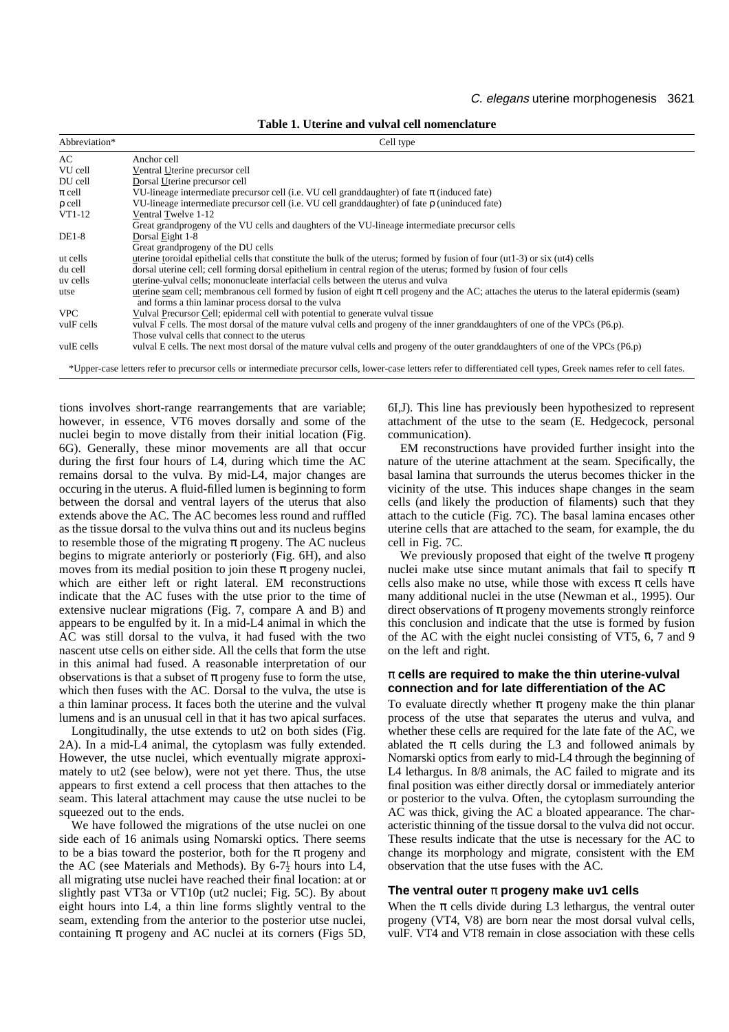**Table 1. Uterine and vulval cell nomenclature**

| Abbreviation* | Cell type |
|---|---|
| AC | Anchor cell |
| VU cell | Ventral Uterine precursor cell |
| DU cell | Dorsal Uterine precursor cell |
| π cell | VU-lineage intermediate precursor cell (i.e. VU cell granddaughter) of fate π (induced fate) |
| ρ cell | VU-lineage intermediate precursor cell (i.e. VU cell granddaughter) of fate ρ (uninduced fate) |
| VT1-12 | Ventral Twelve 1-12<br>Great grandprogeny of the VU cells and daughters of the VU-lineage intermediate precursor cells |
| DE1-8 | Dorsal Eight 1-8<br>Great grandprogeny of the DU cells |
| ut cells | uterine toroidal epithelial cells that constitute the bulk of the uterus; formed by fusion of four (ut1-3) or six (ut4) cells |
| du cell | dorsal uterine cell; cell forming dorsal epithelium in central region of the uterus; formed by fusion of four cells |
| uv cells | uterine-vulval cells; mononucleate interfacial cells between the uterus and vulva |
| utse | uterine seam cell; membranous cell formed by fusion of eight π cell progeny and the AC; attaches the uterus to the lateral epidermis (seam) and forms a thin laminar process dorsal to the vulva |
| VPC | Vulval Precursor Cell; epidermal cell with potential to generate vulval tissue |
| vulF cells | vulval F cells. The most dorsal of the mature vulval cells and progeny of the inner granddaughters of one of the VPCs (P6.p). Those vulval cells that connect to the uterus |
| vulE cells | vulval E cells. The next most dorsal of the mature vulval cells and progeny of the outer granddaughters of one of the VPCs (P6.p) |

*Upper-case letters refer to precursor cells or intermediate precursor cells, lower-case letters refer to differentiated cell types, Greek names refer to cell fates.

tions involves short-range rearrangements that are variable; however, in essence, VT6 moves dorsally and some of the nuclei begin to move distally from their initial location (Fig. 6G). Generally, these minor movements are all that occur during the first four hours of L4, during which time the AC remains dorsal to the vulva. By mid-L4, major changes are occuring in the uterus. A fluid-filled lumen is beginning to form between the dorsal and ventral layers of the uterus that also extends above the AC. The AC becomes less round and ruffled as the tissue dorsal to the vulva thins out and its nucleus begins to resemble those of the migrating π progeny. The AC nucleus begins to migrate anteriorly or posteriorly (Fig. 6H), and also moves from its medial position to join these π progeny nuclei, which are either left or right lateral. EM reconstructions indicate that the AC fuses with the utse prior to the time of extensive nuclear migrations (Fig. 7, compare A and B) and appears to be engulfed by it. In a mid-L4 animal in which the AC was still dorsal to the vulva, it had fused with the two nascent utse cells on either side. All the cells that form the utse in this animal had fused. A reasonable interpretation of our observations is that a subset of π progeny fuse to form the utse, which then fuses with the AC. Dorsal to the vulva, the utse is a thin laminar process. It faces both the uterine and the vulval lumens and is an unusual cell in that it has two apical surfaces.

Longitudinally, the utse extends to ut2 on both sides (Fig. 2A). In a mid-L4 animal, the cytoplasm was fully extended. However, the utse nuclei, which eventually migrate approximately to ut2 (see below), were not yet there. Thus, the utse appears to first extend a cell process that then attaches to the seam. This lateral attachment may cause the utse nuclei to be squeezed out to the ends.

We have followed the migrations of the utse nuclei on one side each of 16 animals using Nomarski optics. There seems to be a bias toward the posterior, both for the π progeny and the AC (see Materials and Methods). By 6-7½ hours into L4, all migrating utse nuclei have reached their final location: at or slightly past VT3a or VT10p (ut2 nuclei; Fig. 5C). By about eight hours into L4, a thin line forms slightly ventral to the seam, extending from the anterior to the posterior utse nuclei, containing π progeny and AC nuclei at its corners (Figs 5D, 6I,J). This line has previously been hypothesized to represent attachment of the utse to the seam (E. Hedgecock, personal communication).

EM reconstructions have provided further insight into the nature of the uterine attachment at the seam. Specifically, the basal lamina that surrounds the uterus becomes thicker in the vicinity of the utse. This induces shape changes in the seam cells (and likely the production of filaments) such that they attach to the cuticle (Fig. 7C). The basal lamina encases other uterine cells that are attached to the seam, for example, the du cell in Fig. 7C.

We previously proposed that eight of the twelve π progeny nuclei make utse since mutant animals that fail to specify π cells also make no utse, while those with excess π cells have many additional nuclei in the utse (Newman et al., 1995). Our direct observations of π progeny movements strongly reinforce this conclusion and indicate that the utse is formed by fusion of the AC with the eight nuclei consisting of VT5, 6, 7 and 9 on the left and right.

### π cells are required to make the thin uterine-vulval connection and for late differentiation of the AC

To evaluate directly whether π progeny make the thin planar process of the utse that separates the uterus and vulva, and whether these cells are required for the late fate of the AC, we ablated the π cells during the L3 and followed animals by Nomarski optics from early to mid-L4 through the beginning of L4 lethargus. In 8/8 animals, the AC failed to migrate and its final position was either directly dorsal or immediately anterior or posterior to the vulva. Often, the cytoplasm surrounding the AC was thick, giving the AC a bloated appearance. The characteristic thinning of the tissue dorsal to the vulva did not occur. These results indicate that the utse is necessary for the AC to change its morphology and migrate, consistent with the EM observation that the utse fuses with the AC.

### The ventral outer π progeny make uv1 cells

When the π cells divide during L3 lethargus, the ventral outer progeny (VT4, V8) are born near the most dorsal vulval cells, vulF. VT4 and VT8 remain in close association with these cells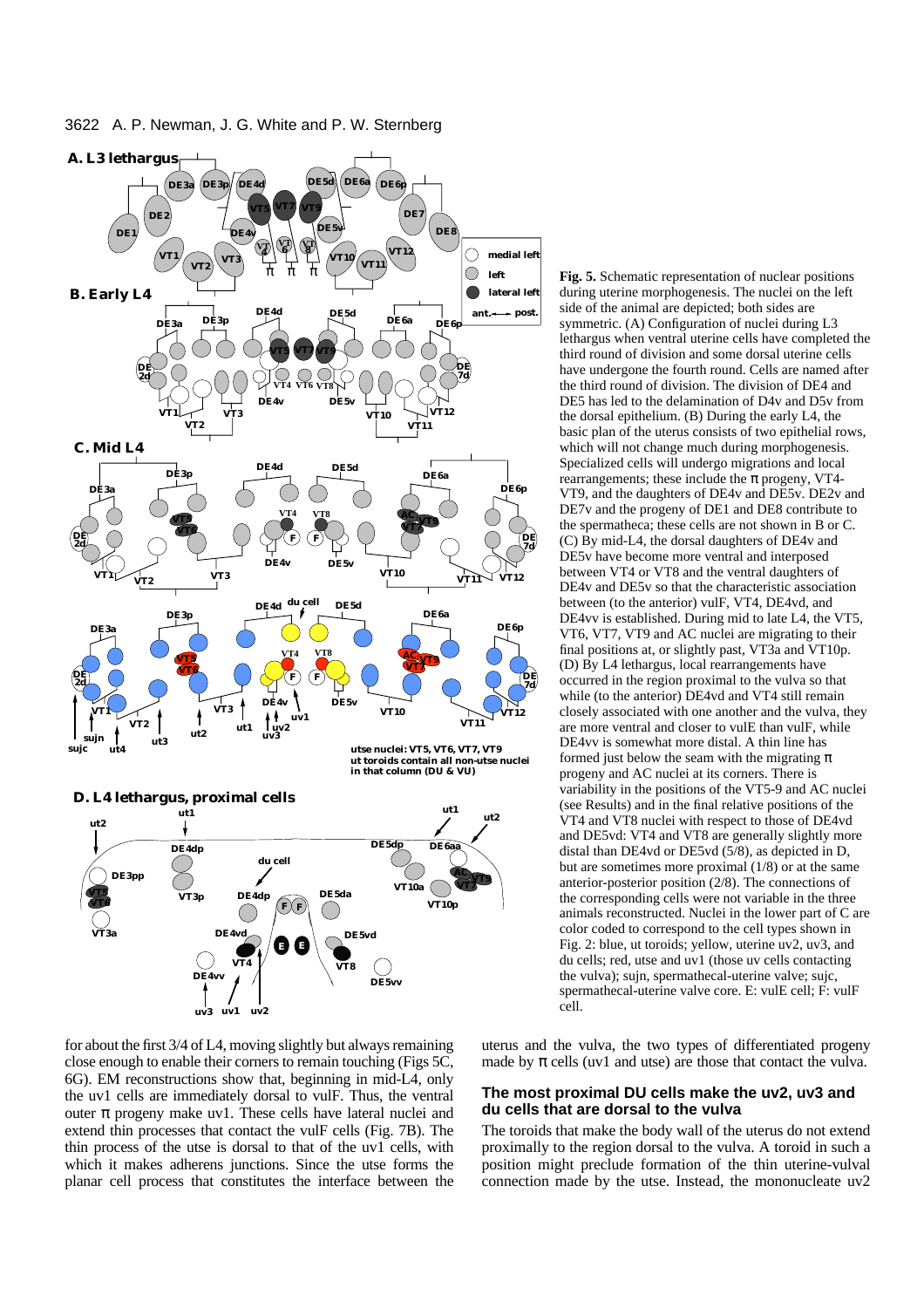**Fig. 5.** Schematic representation of nuclear positions during uterine morphogenesis. The nuclei on the left side of the animal are depicted; both sides are symmetric. (A) Configuration of nuclei during L3 lethargus when ventral uterine cells have completed the third round of division and some dorsal uterine cells have undergone the fourth round. Cells are named after the third round of division. The division of DE4 and DE5 has led to the delamination of D4v and D5v from the dorsal epithelium. (B) During the early L4, the basic plan of the uterus consists of two epithelial rows, which will not change much during morphogenesis. Specialized cells will undergo migrations and local rearrangements; these include the π progeny, VT4-VT9, and the daughters of DE4v and DE5v. DE2v and DE7v and the progeny of DE1 and DE8 contribute to the spermatheca; these cells are not shown in B or C. (C) By mid-L4, the dorsal daughters of DE4v and DE5v have become more ventral and interposed between VT4 or VT8 and the ventral daughters of DE4v and DE5v so that the characteristic association between (to the anterior) vulF, VT4, DE4vd, and DE4vv is established. During mid to late L4, the VT5, VT6, VT7, VT9 and AC nuclei are migrating to their final positions at, or slightly past, VT3a and VT10p. (D) By L4 lethargus, local rearrangements have occurred in the region proximal to the vulva so that while (to the anterior) DE4vd and VT4 still remain closely associated with one another and the vulva, they are more ventral and closer to vulE than vulF, while DE4vv is somewhat more distal. A thin line has formed just below the seam with the migrating π progeny and AC nuclei at its corners. There is variability in the positions of the VT5-9 and AC nuclei (see Results) and in the final relative positions of the VT4 and VT8 nuclei with respect to those of DE4vd and DE5vd: VT4 and VT8 are generally slightly more distal than DE4vd or DE5vd (5/8), as depicted in D, but are sometimes more proximal (1/8) or at the same anterior-posterior position (2/8). The connections of the corresponding cells were not variable in the three animals reconstructed. Nuclei in the lower part of C are color coded to correspond to the cell types shown in Fig. 2: blue, ut toroids; yellow, uterine uv2, uv3, and du cells; red, utse and uv1 (those uv cells contacting the vulva); sujn, spermathecal-uterine valve; sujc, spermathecal-uterine valve core. E: vulE cell; F: vulF cell.

for about the first 3/4 of L4, moving slightly but always remaining close enough to enable their corners to remain touching (Figs 5C, 6G). EM reconstructions show that, beginning in mid-L4, only the uv1 cells are immediately dorsal to vulF. Thus, the ventral outer π progeny make uv1. These cells have lateral nuclei and extend thin processes that contact the vulF cells (Fig. 7B). The thin process of the utse is dorsal to that of the uv1 cells, with which it makes adherens junctions. Since the utse forms the planar cell process that constitutes the interface between the uterus and the vulva, the two types of differentiated progeny made by π cells (uv1 and utse) are those that contact the vulva.

### The most proximal DU cells make the uv2, uv3 and du cells that are dorsal to the vulva

The toroids that make the body wall of the uterus do not extend proximally to the region dorsal to the vulva. A toroid in such a position might preclude formation of the thin uterine-vulval connection made by the utse. Instead, the mononucleate uv2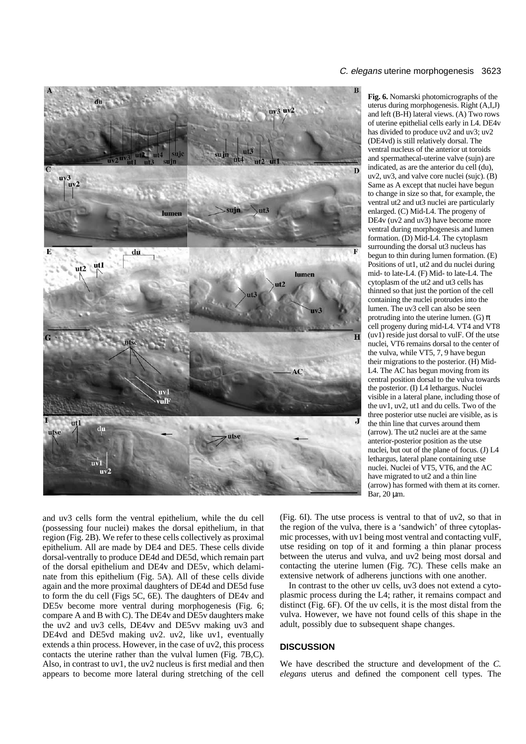**Fig. 6.** Nomarski photomicrographs of the uterus during morphogenesis. Right (A,I,J) and left (B-H) lateral views. (A) Two rows of uterine epithelial cells early in L4. DE4v has divided to produce uv2 and uv3; uv2 (DE4vd) is still relatively dorsal. The ventral nucleus of the anterior ut toroids and spermathecal-uterine valve (sujn) are indicated, as are the anterior du cell (du), uv2, uv3, and valve core nuclei (sujc). (B) Same as A except that nuclei have begun to change in size so that, for example, the ventral ut2 and ut3 nuclei are particularly enlarged. (C) Mid-L4. The progeny of DE4v (uv2 and uv3) have become more ventral during morphogenesis and lumen formation. (D) Mid-L4. The cytoplasm surrounding the dorsal ut3 nucleus has begun to thin during lumen formation. (E) Positions of ut1, ut2 and du nuclei during mid- to late-L4. (F) Mid- to late-L4. The cytoplasm of the ut2 and ut3 cells has thinned so that just the portion of the cell containing the nuclei protrudes into the lumen. The uv3 cell can also be seen protruding into the uterine lumen. (G) π cell progeny during mid-L4. VT4 and VT8 (uv1) reside just dorsal to vulF. Of the utse nuclei, VT6 remains dorsal to the center of the vulva, while VT5, 7, 9 have begun their migrations to the posterior. (H) Mid-L4. The AC has begun moving from its central position dorsal to the vulva towards the posterior. (I) L4 lethargus. Nuclei visible in a lateral plane, including those of the uv1, uv2, ut1 and du cells. Two of the three posterior utse nuclei are visible, as is the thin line that curves around them (arrow). The ut2 nuclei are at the same anterior-posterior position as the utse nuclei, but out of the plane of focus. (J) L4 lethargus, lateral plane containing utse nuclei. Nuclei of VT5, VT6, and the AC have migrated to ut2 and a thin line (arrow) has formed with them at its corner. Bar, 20 µm.

and uv3 cells form the ventral epithelium, while the du cell (possessing four nuclei) makes the dorsal epithelium, in that region (Fig. 2B). We refer to these cells collectively as proximal epithelium. All are made by DE4 and DE5. These cells divide dorsal-ventrally to produce DE4d and DE5d, which remain part of the dorsal epithelium and DE4v and DE5v, which delaminate from this epithelium (Fig. 5A). All of these cells divide again and the more proximal daughters of DE4d and DE5d fuse to form the du cell (Figs 5C, 6E). The daughters of DE4v and DE5v become more ventral during morphogenesis (Fig. 6; compare A and B with C). The DE4v and DE5v daughters make the uv2 and uv3 cells, DE4vv and DE5vv making uv3 and DE4vd and DE5vd making uv2. uv2, like uv1, eventually extends a thin process. However, in the case of uv2, this process contacts the uterine rather than the vulval lumen (Fig. 7B,C). Also, in contrast to uv1, the uv2 nucleus is first medial and then appears to become more lateral during stretching of the cell (Fig. 6I). The utse process is ventral to that of uv2, so that in the region of the vulva, there is a 'sandwich' of three cytoplasmic processes, with uv1 being most ventral and contacting vulF, utse residing on top of it and forming a thin planar process between the uterus and vulva, and uv2 being most dorsal and contacting the uterine lumen (Fig. 7C). These cells make an extensive network of adherens junctions with one another.

In contrast to the other uv cells, uv3 does not extend a cytoplasmic process during the L4; rather, it remains compact and distinct (Fig. 6F). Of the uv cells, it is the most distal from the vulva. However, we have not found cells of this shape in the adult, possibly due to subsequent shape changes.

## DISCUSSION

We have described the structure and development of the *C. elegans* uterus and defined the component cell types. The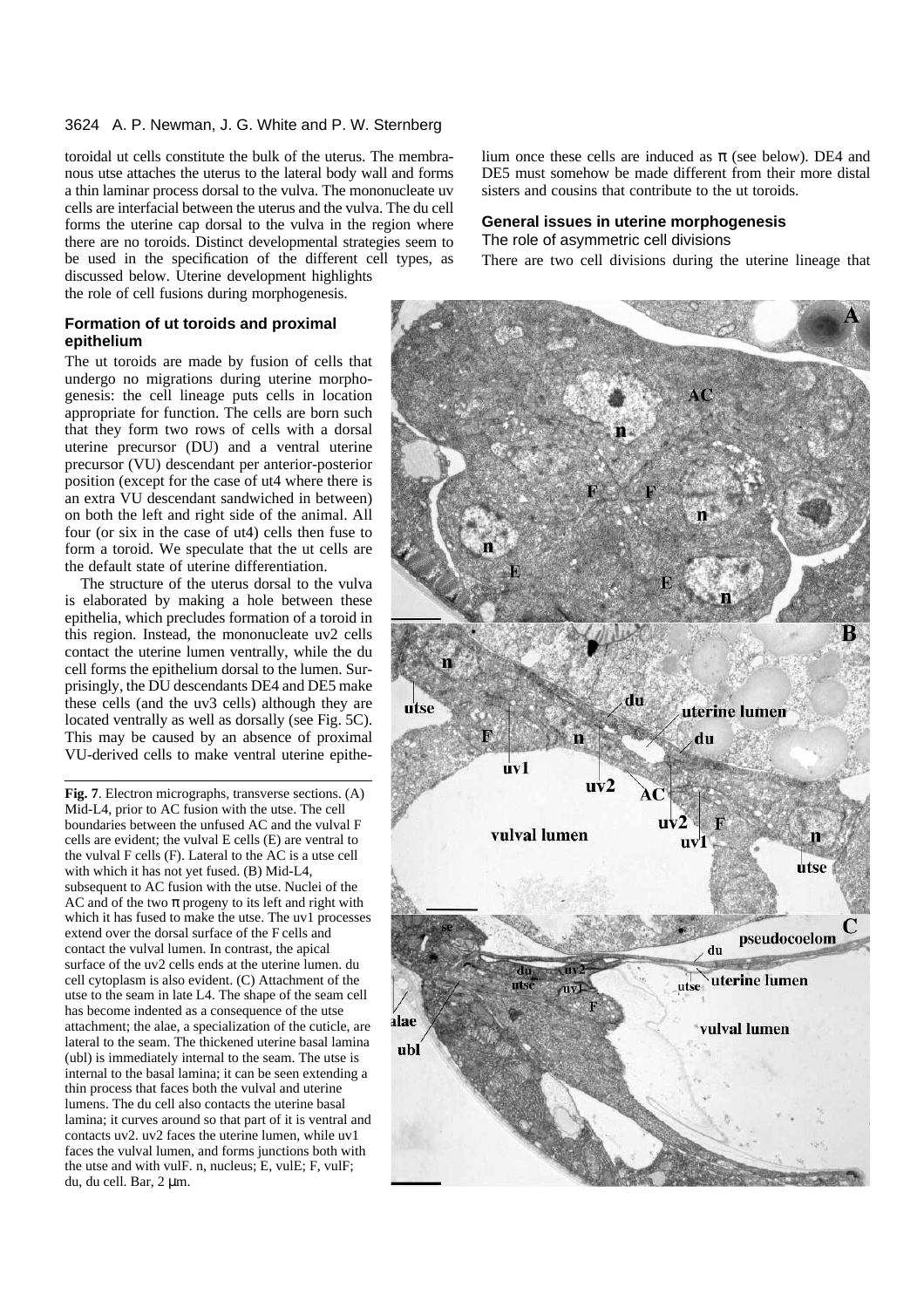toroidal ut cells constitute the bulk of the uterus. The membranous utse attaches the uterus to the lateral body wall and forms a thin laminar process dorsal to the vulva. The mononucleate uv cells are interfacial between the uterus and the vulva. The du cell forms the uterine cap dorsal to the vulva in the region where there are no toroids. Distinct developmental strategies seem to be used in the specification of the different cell types, as discussed below. Uterine development highlights the role of cell fusions during morphogenesis.

### Formation of ut toroids and proximal epithelium

The ut toroids are made by fusion of cells that undergo no migrations during uterine morphogenesis: the cell lineage puts cells in location appropriate for function. The cells are born such that they form two rows of cells with a dorsal uterine precursor (DU) and a ventral uterine precursor (VU) descendant per anterior-posterior position (except for the case of ut4 where there is an extra VU descendant sandwiched in between) on both the left and right side of the animal. All four (or six in the case of ut4) cells then fuse to form a toroid. We speculate that the ut cells are the default state of uterine differentiation.

The structure of the uterus dorsal to the vulva is elaborated by making a hole between these epithelia, which precludes formation of a toroid in this region. Instead, the mononucleate uv2 cells contact the uterine lumen ventrally, while the du cell forms the epithelium dorsal to the lumen. Surprisingly, the DU descendants DE4 and DE5 make these cells (and the uv3 cells) although they are located ventrally as well as dorsally (see Fig. 5C). This may be caused by an absence of proximal VU-derived cells to make ventral uterine epithelium once these cells are induced as π (see below). DE4 and DE5 must somehow be made different from their more distal sisters and cousins that contribute to the ut toroids.

### General issues in uterine morphogenesis

#### The role of asymmetric cell divisions

There are two cell divisions during the uterine lineage that

**Fig. 7**. Electron micrographs, transverse sections. (A) Mid-L4, prior to AC fusion with the utse. The cell boundaries between the unfused AC and the vulval F cells are evident; the vulval E cells (E) are ventral to the vulval F cells (F). Lateral to the AC is a utse cell with which it has not yet fused. (B) Mid-L4, subsequent to AC fusion with the utse. Nuclei of the AC and of the two π progeny to its left and right with which it has fused to make the utse. The uv1 processes extend over the dorsal surface of the F cells and contact the vulval lumen. In contrast, the apical surface of the uv2 cells ends at the uterine lumen. du cell cytoplasm is also evident. (C) Attachment of the utse to the seam in late L4. The shape of the seam cell has become indented as a consequence of the utse attachment; the alae, a specialization of the cuticle, are lateral to the seam. The thickened uterine basal lamina (ubl) is immediately internal to the seam. The utse is internal to the basal lamina; it can be seen extending a thin process that faces both the vulval and uterine lumens. The du cell also contacts the uterine basal lamina; it curves around so that part of it is ventral and contacts uv2. uv2 faces the uterine lumen, while uv1 faces the vulval lumen, and forms junctions both with the utse and with vulF. n, nucleus; E, vulE; F, vulF; du, du cell. Bar, 2 μm.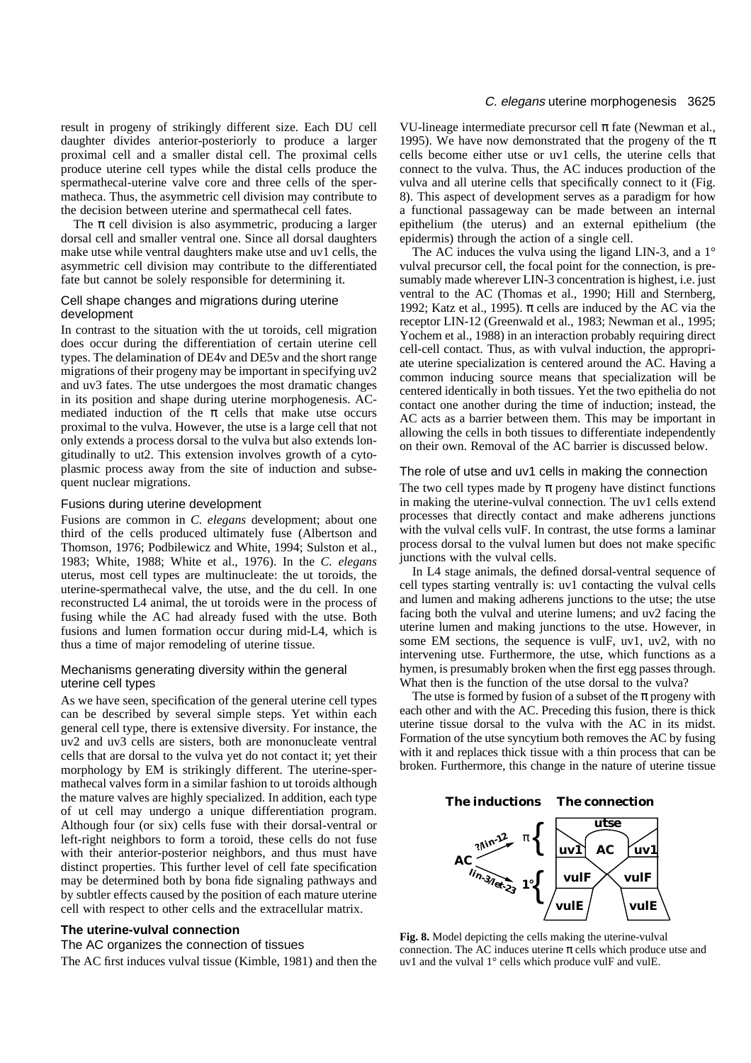result in progeny of strikingly different size. Each DU cell daughter divides anterior-posteriorly to produce a larger proximal cell and a smaller distal cell. The proximal cells produce uterine cell types while the distal cells produce the spermathecal-uterine valve core and three cells of the spermatheca. Thus, the asymmetric cell division may contribute to the decision between uterine and spermathecal cell fates.

The π cell division is also asymmetric, producing a larger dorsal cell and smaller ventral one. Since all dorsal daughters make utse while ventral daughters make utse and uv1 cells, the asymmetric cell division may contribute to the differentiated fate but cannot be solely responsible for determining it.

### Cell shape changes and migrations during uterine development

In contrast to the situation with the ut toroids, cell migration does occur during the differentiation of certain uterine cell types. The delamination of DE4v and DE5v and the short range migrations of their progeny may be important in specifying uv2 and uv3 fates. The utse undergoes the most dramatic changes in its position and shape during uterine morphogenesis. AC-mediated induction of the π cells that make utse occurs proximal to the vulva. However, the utse is a large cell that not only extends a process dorsal to the vulva but also extends longitudinally to ut2. This extension involves growth of a cytoplasmic process away from the site of induction and subsequent nuclear migrations.

### Fusions during uterine development

Fusions are common in *C. elegans* development; about one third of the cells produced ultimately fuse (Albertson and Thomson, 1976; Podbilewicz and White, 1994; Sulston et al., 1983; White, 1988; White et al., 1976). In the *C. elegans* uterus, most cell types are multinucleate: the ut toroids, the uterine-spermathecal valve, the utse, and the du cell. In one reconstructed L4 animal, the ut toroids were in the process of fusing while the AC had already fused with the utse. Both fusions and lumen formation occur during mid-L4, which is thus a time of major remodeling of uterine tissue.

### Mechanisms generating diversity within the general uterine cell types

As we have seen, specification of the general uterine cell types can be described by several simple steps. Yet within each general cell type, there is extensive diversity. For instance, the uv2 and uv3 cells are sisters, both are mononucleate ventral cells that are dorsal to the vulva yet do not contact it; yet their morphology by EM is strikingly different. The uterine-spermathecal valves form in a similar fashion to ut toroids although the mature valves are highly specialized. In addition, each type of ut cell may undergo a unique differentiation program. Although four (or six) cells fuse with their dorsal-ventral or left-right neighbors to form a toroid, these cells do not fuse with their anterior-posterior neighbors, and thus must have distinct properties. This further level of cell fate specification may be determined both by bona fide signaling pathways and by subtler effects caused by the position of each mature uterine cell with respect to other cells and the extracellular matrix.

## The uterine-vulval connection

### The AC organizes the connection of tissues

The AC first induces vulval tissue (Kimble, 1981) and then the VU-lineage intermediate precursor cell π fate (Newman et al., 1995). We have now demonstrated that the progeny of the π cells become either utse or uv1 cells, the uterine cells that connect to the vulva. Thus, the AC induces production of the vulva and all uterine cells that specifically connect to it (Fig. 8). This aspect of development serves as a paradigm for how a functional passageway can be made between an internal epithelium (the uterus) and an external epithelium (the epidermis) through the action of a single cell.

The AC induces the vulva using the ligand LIN-3, and a 1° vulval precursor cell, the focal point for the connection, is presumably made wherever LIN-3 concentration is highest, i.e. just ventral to the AC (Thomas et al., 1990; Hill and Sternberg, 1992; Katz et al., 1995). π cells are induced by the AC via the receptor LIN-12 (Greenwald et al., 1983; Newman et al., 1995; Yochem et al., 1988) in an interaction probably requiring direct cell-cell contact. Thus, as with vulval induction, the appropriate uterine specialization is centered around the AC. Having a common inducing source means that specialization will be centered identically in both tissues. Yet the two epithelia do not contact one another during the time of induction; instead, the AC acts as a barrier between them. This may be important in allowing the cells in both tissues to differentiate independently on their own. Removal of the AC barrier is discussed below.

### The role of utse and uv1 cells in making the connection

The two cell types made by π progeny have distinct functions in making the uterine-vulval connection. The uv1 cells extend processes that directly contact and make adherens junctions with the vulval cells vulF. In contrast, the utse forms a laminar process dorsal to the vulval lumen but does not make specific junctions with the vulval cells.

In L4 stage animals, the defined dorsal-ventral sequence of cell types starting ventrally is: uv1 contacting the vulval cells and lumen and making adherens junctions to the utse; the utse facing both the vulval and uterine lumens; and uv2 facing the uterine lumen and making junctions to the utse. However, in some EM sections, the sequence is vulF, uv1, uv2, with no intervening utse. Furthermore, the utse, which functions as a hymen, is presumably broken when the first egg passes through. What then is the function of the utse dorsal to the vulva?

The utse is formed by fusion of a subset of the π progeny with each other and with the AC. Preceding this fusion, there is thick uterine tissue dorsal to the vulva with the AC in its midst. Formation of the utse syncytium both removes the AC by fusing with it and replaces thick tissue with a thin process that can be broken. Furthermore, this change in the nature of uterine tissue

**Fig. 8.** Model depicting the cells making the uterine-vulval connection. The AC induces uterine π cells which produce utse and uv1 and the vulval 1° cells which produce vulF and vulE.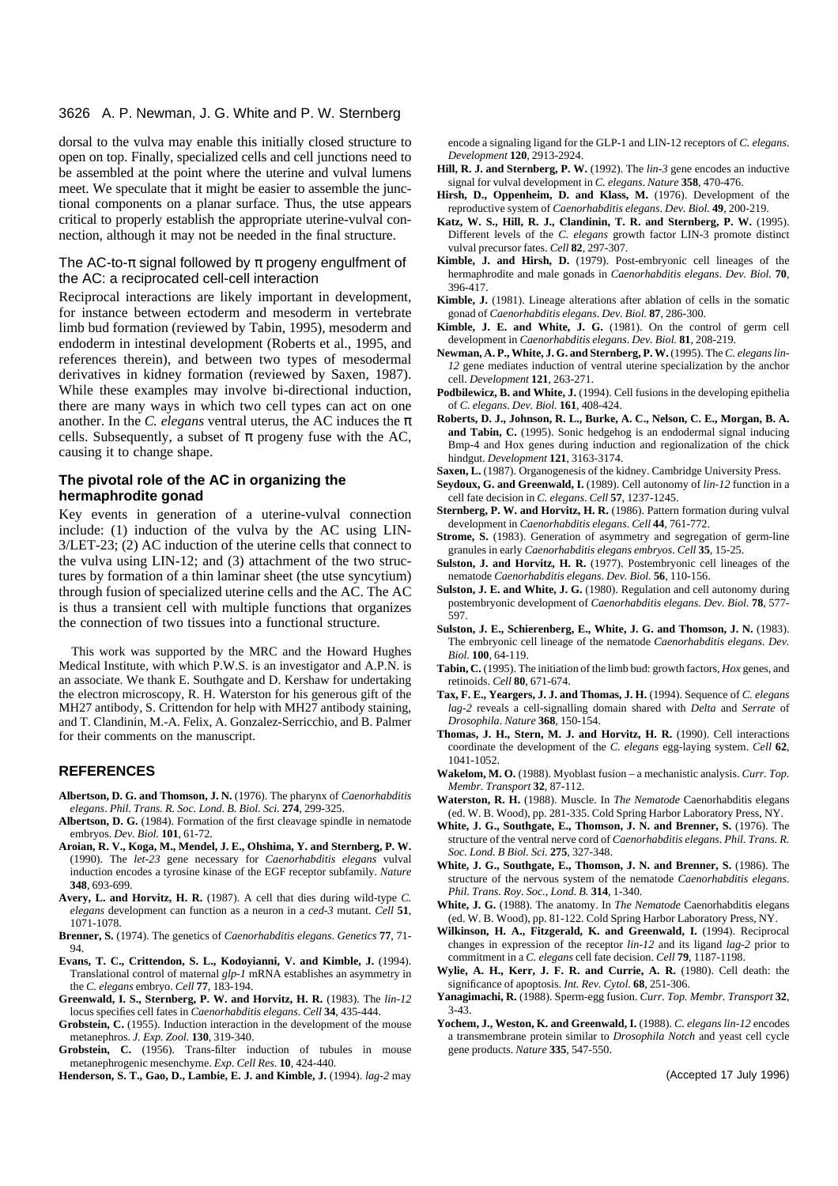dorsal to the vulva may enable this initially closed structure to open on top. Finally, specialized cells and cell junctions need to be assembled at the point where the uterine and vulval lumens meet. We speculate that it might be easier to assemble the junctional components on a planar surface. Thus, the utse appears critical to properly establish the appropriate uterine-vulval connection, although it may not be needed in the final structure.

### The AC-to-π signal followed by π progeny engulfment of the AC: a reciprocated cell-cell interaction

Reciprocal interactions are likely important in development, for instance between ectoderm and mesoderm in vertebrate limb bud formation (reviewed by Tabin, 1995), mesoderm and endoderm in intestinal development (Roberts et al., 1995, and references therein), and between two types of mesodermal derivatives in kidney formation (reviewed by Saxen, 1987). While these examples may involve bi-directional induction, there are many ways in which two cell types can act on one another. In the *C. elegans* ventral uterus, the AC induces the π cells. Subsequently, a subset of π progeny fuse with the AC, causing it to change shape.

### The pivotal role of the AC in organizing the hermaphrodite gonad

Key events in generation of a uterine-vulval connection include: (1) induction of the vulva by the AC using LIN-3/LET-23; (2) AC induction of the uterine cells that connect to the vulva using LIN-12; and (3) attachment of the two structures by formation of a thin laminar sheet (the utse syncytium) through fusion of specialized uterine cells and the AC. The AC is thus a transient cell with multiple functions that organizes the connection of two tissues into a functional structure.

This work was supported by the MRC and the Howard Hughes Medical Institute, with which P.W.S. is an investigator and A.P.N. is an associate. We thank E. Southgate and D. Kershaw for undertaking the electron microscopy, R. H. Waterston for his generous gift of the MH27 antibody, S. Crittendon for help with MH27 antibody staining, and T. Clandinin, M.-A. Felix, A. Gonzalez-Serricchio, and B. Palmer for their comments on the manuscript.

## REFERENCES

**Albertson, D. G. and Thomson, J. N.** (1976). The pharynx of *Caenorhabditis elegans*. *Phil. Trans. R. Soc. Lond. B. Biol. Sci.* **274**, 299-325.

**Albertson, D. G.** (1984). Formation of the first cleavage spindle in nematode embryos. *Dev. Biol.* **101**, 61-72.

**Aroian, R. V., Koga, M., Mendel, J. E., Ohshima, Y. and Sternberg, P. W.** (1990). The *let-23* gene necessary for *Caenorhabditis elegans* vulval induction encodes a tyrosine kinase of the EGF receptor subfamily. *Nature* **348**, 693-699.

**Avery, L. and Horvitz, H. R.** (1987). A cell that dies during wild-type *C. elegans* development can function as a neuron in a *ced-3* mutant. *Cell* **51**, 1071-1078.

**Brenner, S.** (1974). The genetics of *Caenorhabditis elegans*. *Genetics* **77**, 71-94.

**Evans, T. C., Crittendon, S. L., Kodoyianni, V. and Kimble, J.** (1994). Translational control of maternal *glp-1* mRNA establishes an asymmetry in the *C. elegans* embryo. *Cell* **77**, 183-194.

**Greenwald, I. S., Sternberg, P. W. and Horvitz, H. R.** (1983). The *lin-12* locus specifies cell fates in *Caenorhabditis elegans*. *Cell* **34**, 435-444.

**Grobstein, C.** (1955). Induction interaction in the development of the mouse metanephros. *J. Exp. Zool.* **130**, 319-340.

**Grobstein, C.** (1956). Trans-filter induction of tubules in mouse metanephrogenic mesenchyme. *Exp. Cell Res.* **10**, 424-440.

**Henderson, S. T., Gao, D., Lambie, E. J. and Kimble, J.** (1994). *lag-2* may encode a signaling ligand for the GLP-1 and LIN-12 receptors of *C. elegans*. *Development* **120**, 2913-2924.

**Hill, R. J. and Sternberg, P. W.** (1992). The *lin-3* gene encodes an inductive signal for vulval development in *C. elegans*. *Nature* **358**, 470-476.

**Hirsh, D., Oppenheim, D. and Klass, M.** (1976). Development of the reproductive system of *Caenorhabditis elegans*. *Dev. Biol.* **49**, 200-219.

**Katz, W. S., Hill, R. J., Clandinin, T. R. and Sternberg, P. W.** (1995). Different levels of the *C. elegans* growth factor LIN-3 promote distinct vulval precursor fates. *Cell* **82**, 297-307.

**Kimble, J. and Hirsh, D.** (1979). Post-embryonic cell lineages of the hermaphrodite and male gonads in *Caenorhabditis elegans*. *Dev. Biol.* **70**, 396-417.

**Kimble, J.** (1981). Lineage alterations after ablation of cells in the somatic gonad of *Caenorhabditis elegans*. *Dev. Biol.* **87**, 286-300.

**Kimble, J. E. and White, J. G.** (1981). On the control of germ cell development in *Caenorhabditis elegans*. *Dev. Biol.* **81**, 208-219.

**Newman, A. P., White, J. G. and Sternberg, P. W.** (1995). The *C. elegans lin-12* gene mediates induction of ventral uterine specialization by the anchor cell. *Development* **121**, 263-271.

**Podbilewicz, B. and White, J.** (1994). Cell fusions in the developing epithelia of *C. elegans*. *Dev. Biol.* **161**, 408-424.

**Roberts, D. J., Johnson, R. L., Burke, A. C., Nelson, C. E., Morgan, B. A. and Tabin, C.** (1995). Sonic hedgehog is an endodermal signal inducing Bmp-4 and Hox genes during induction and regionalization of the chick hindgut. *Development* **121**, 3163-3174.

**Saxen, L.** (1987). Organogenesis of the kidney. Cambridge University Press.

**Seydoux, G. and Greenwald, I.** (1989). Cell autonomy of *lin-12* function in a cell fate decision in *C. elegans*. *Cell* **57**, 1237-1245.

**Sternberg, P. W. and Horvitz, H. R.** (1986). Pattern formation during vulval development in *Caenorhabditis elegans*. *Cell* **44**, 761-772.

**Strome, S.** (1983). Generation of asymmetry and segregation of germ-line granules in early *Caenorhabditis elegans embryos*. *Cell* **35**, 15-25.

**Sulston, J. and Horvitz, H. R.** (1977). Postembryonic cell lineages of the nematode *Caenorhabditis elegans*. *Dev. Biol.* **56**, 110-156.

**Sulston, J. E. and White, J. G.** (1980). Regulation and cell autonomy during postembryonic development of *Caenorhabditis elegans*. *Dev. Biol.* **78**, 577-597.

**Sulston, J. E., Schierenberg, E., White, J. G. and Thomson, J. N.** (1983). The embryonic cell lineage of the nematode *Caenorhabditis elegans*. *Dev. Biol.* **100**, 64-119.

**Tabin, C.** (1995). The initiation of the limb bud: growth factors, *Hox* genes, and retinoids. *Cell* **80**, 671-674.

**Tax, F. E., Yeargers, J. J. and Thomas, J. H.** (1994). Sequence of *C. elegans lag-2* reveals a cell-signalling domain shared with *Delta* and *Serrate* of *Drosophila*. *Nature* **368**, 150-154.

**Thomas, J. H., Stern, M. J. and Horvitz, H. R.** (1990). Cell interactions coordinate the development of the *C. elegans* egg-laying system. *Cell* **62**, 1041-1052.

**Wakelom, M. O.** (1988). Myoblast fusion – a mechanistic analysis. *Curr. Top. Membr. Transport* **32**, 87-112.

**Waterston, R. H.** (1988). Muscle. In *The Nematode* Caenorhabditis elegans (ed. W. B. Wood), pp. 281-335. Cold Spring Harbor Laboratory Press, NY.

**White, J. G., Southgate, E., Thomson, J. N. and Brenner, S.** (1976). The structure of the ventral nerve cord of *Caenorhabditis elegans*. *Phil. Trans. R. Soc. Lond. B Biol. Sci.* **275**, 327-348.

**White, J. G., Southgate, E., Thomson, J. N. and Brenner, S.** (1986). The structure of the nervous system of the nematode *Caenorhabditis elegans*. *Phil. Trans. Roy. Soc., Lond. B.* **314**, 1-340.

**White, J. G.** (1988). The anatomy. In *The Nematode* Caenorhabditis elegans (ed. W. B. Wood), pp. 81-122. Cold Spring Harbor Laboratory Press, NY.

**Wilkinson, H. A., Fitzgerald, K. and Greenwald, I.** (1994). Reciprocal changes in expression of the receptor *lin-12* and its ligand *lag-2* prior to commitment in a *C. elegans* cell fate decision. *Cell* **79**, 1187-1198.

**Wylie, A. H., Kerr, J. F. R. and Currie, A. R.** (1980). Cell death: the significance of apoptosis. *Int. Rev. Cytol.* **68**, 251-306.

**Yanagimachi, R.** (1988). Sperm-egg fusion. *Curr. Top. Membr. Transport* **32**, 3-43.

**Yochem, J., Weston, K. and Greenwald, I.** (1988). *C. elegans lin-12* encodes a transmembrane protein similar to *Drosophila Notch* and yeast cell cycle gene products. *Nature* **335**, 547-550.

(Accepted 17 July 1996)